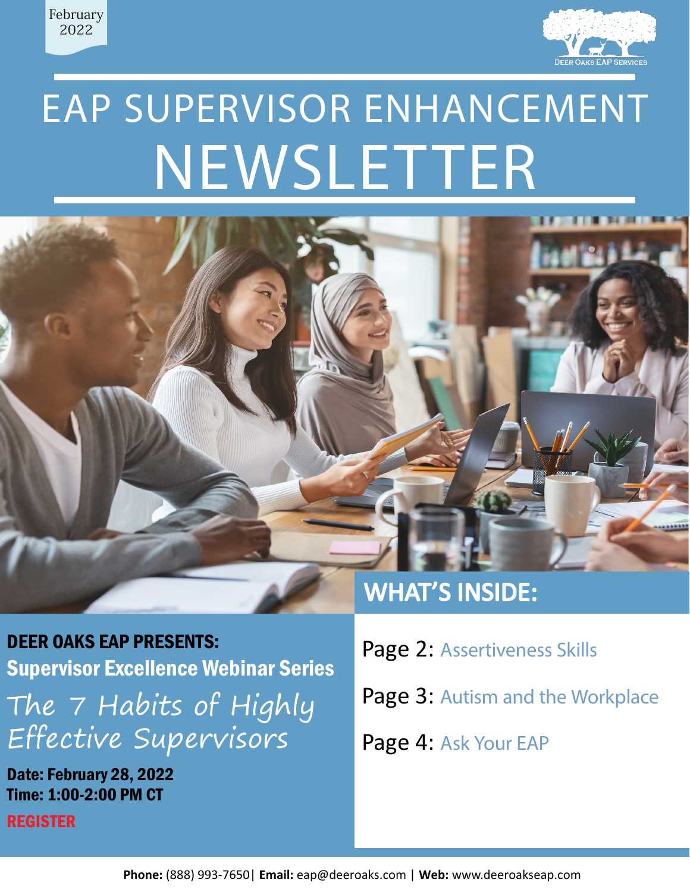February 2022

DEER OAKS EAP SERVICES

# EAP SUPERVISOR ENHANCEMENT NEWSLETTER

**DEER OAKS EAP PRESENTS:**
**Supervisor Excellence Webinar Series**

## The 7 Habits of Highly Effective Supervisors

**Date: February 28, 2022**
**Time: 1:00-2:00 PM CT**

**REGISTER**

## WHAT'S INSIDE:

Page 2: Assertiveness Skills

Page 3: Autism and the Workplace

Page 4: Ask Your EAP

**Phone:** (888) 993-7650| **Email:** eap@deeroaks.com | **Web:** www.deeroakseap.com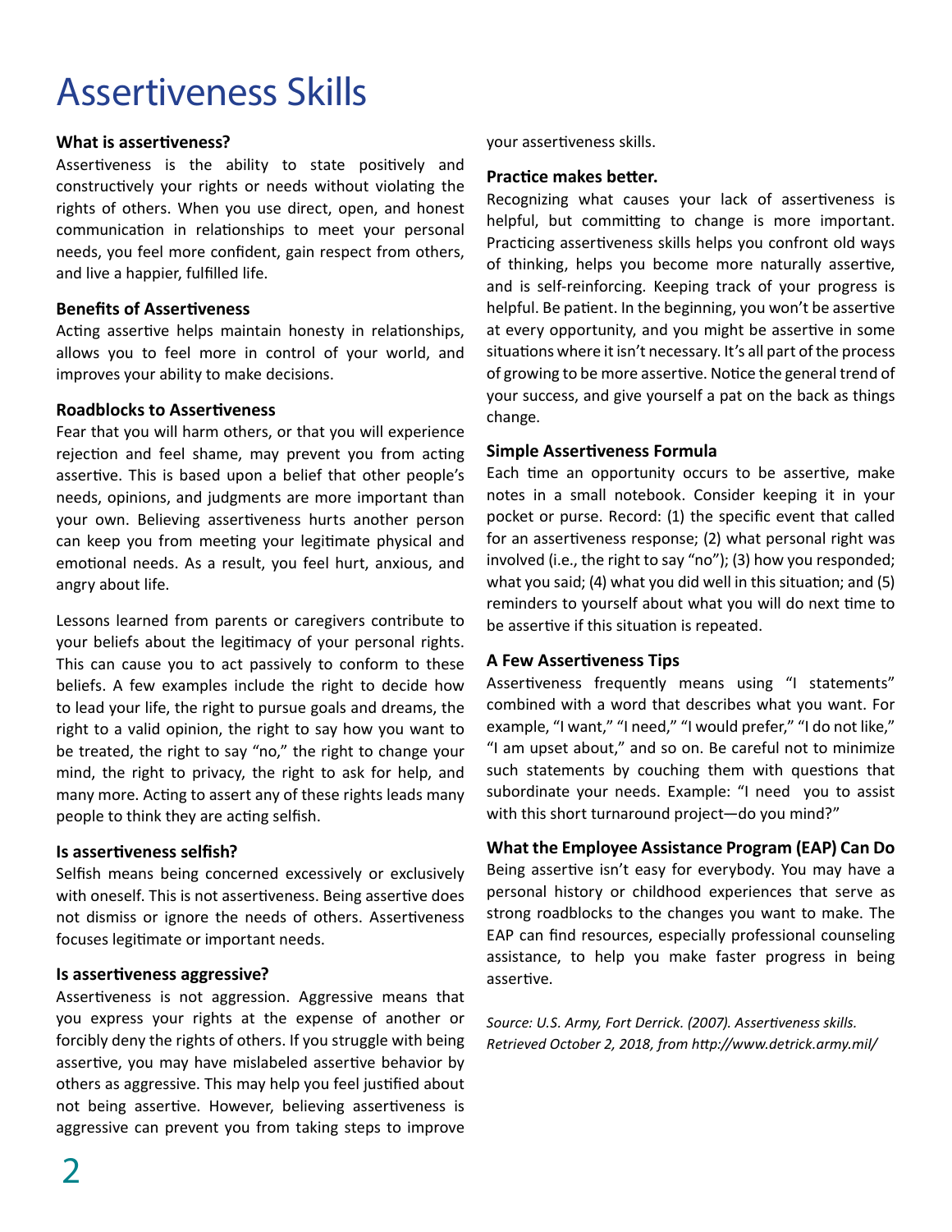# Assertiveness Skills

**What is assertiveness?**

Assertiveness is the ability to state positively and constructively your rights or needs without violating the rights of others. When you use direct, open, and honest communication in relationships to meet your personal needs, you feel more confident, gain respect from others, and live a happier, fulfilled life.

**Benefits of Assertiveness**

Acting assertive helps maintain honesty in relationships, allows you to feel more in control of your world, and improves your ability to make decisions.

**Roadblocks to Assertiveness**

Fear that you will harm others, or that you will experience rejection and feel shame, may prevent you from acting assertive. This is based upon a belief that other people's needs, opinions, and judgments are more important than your own. Believing assertiveness hurts another person can keep you from meeting your legitimate physical and emotional needs. As a result, you feel hurt, anxious, and angry about life.

Lessons learned from parents or caregivers contribute to your beliefs about the legitimacy of your personal rights. This can cause you to act passively to conform to these beliefs. A few examples include the right to decide how to lead your life, the right to pursue goals and dreams, the right to a valid opinion, the right to say how you want to be treated, the right to say "no," the right to change your mind, the right to privacy, the right to ask for help, and many more. Acting to assert any of these rights leads many people to think they are acting selfish.

**Is assertiveness selfish?**

Selfish means being concerned excessively or exclusively with oneself. This is not assertiveness. Being assertive does not dismiss or ignore the needs of others. Assertiveness focuses legitimate or important needs.

**Is assertiveness aggressive?**

Assertiveness is not aggression. Aggressive means that you express your rights at the expense of another or forcibly deny the rights of others. If you struggle with being assertive, you may have mislabeled assertive behavior by others as aggressive. This may help you feel justified about not being assertive. However, believing assertiveness is aggressive can prevent you from taking steps to improve your assertiveness skills.

**Practice makes better.**

Recognizing what causes your lack of assertiveness is helpful, but committing to change is more important. Practicing assertiveness skills helps you confront old ways of thinking, helps you become more naturally assertive, and is self-reinforcing. Keeping track of your progress is helpful. Be patient. In the beginning, you won't be assertive at every opportunity, and you might be assertive in some situations where it isn't necessary. It's all part of the process of growing to be more assertive. Notice the general trend of your success, and give yourself a pat on the back as things change.

**Simple Assertiveness Formula**

Each time an opportunity occurs to be assertive, make notes in a small notebook. Consider keeping it in your pocket or purse. Record: (1) the specific event that called for an assertiveness response; (2) what personal right was involved (i.e., the right to say "no"); (3) how you responded; what you said; (4) what you did well in this situation; and (5) reminders to yourself about what you will do next time to be assertive if this situation is repeated.

**A Few Assertiveness Tips**

Assertiveness frequently means using "I statements" combined with a word that describes what you want. For example, "I want," "I need," "I would prefer," "I do not like," "I am upset about," and so on. Be careful not to minimize such statements by couching them with questions that subordinate your needs. Example: "I need you to assist with this short turnaround project—do you mind?"

**What the Employee Assistance Program (EAP) Can Do**

Being assertive isn't easy for everybody. You may have a personal history or childhood experiences that serve as strong roadblocks to the changes you want to make. The EAP can find resources, especially professional counseling assistance, to help you make faster progress in being assertive.

*Source: U.S. Army, Fort Derrick. (2007). Assertiveness skills. Retrieved October 2, 2018, from http://www.detrick.army.mil/*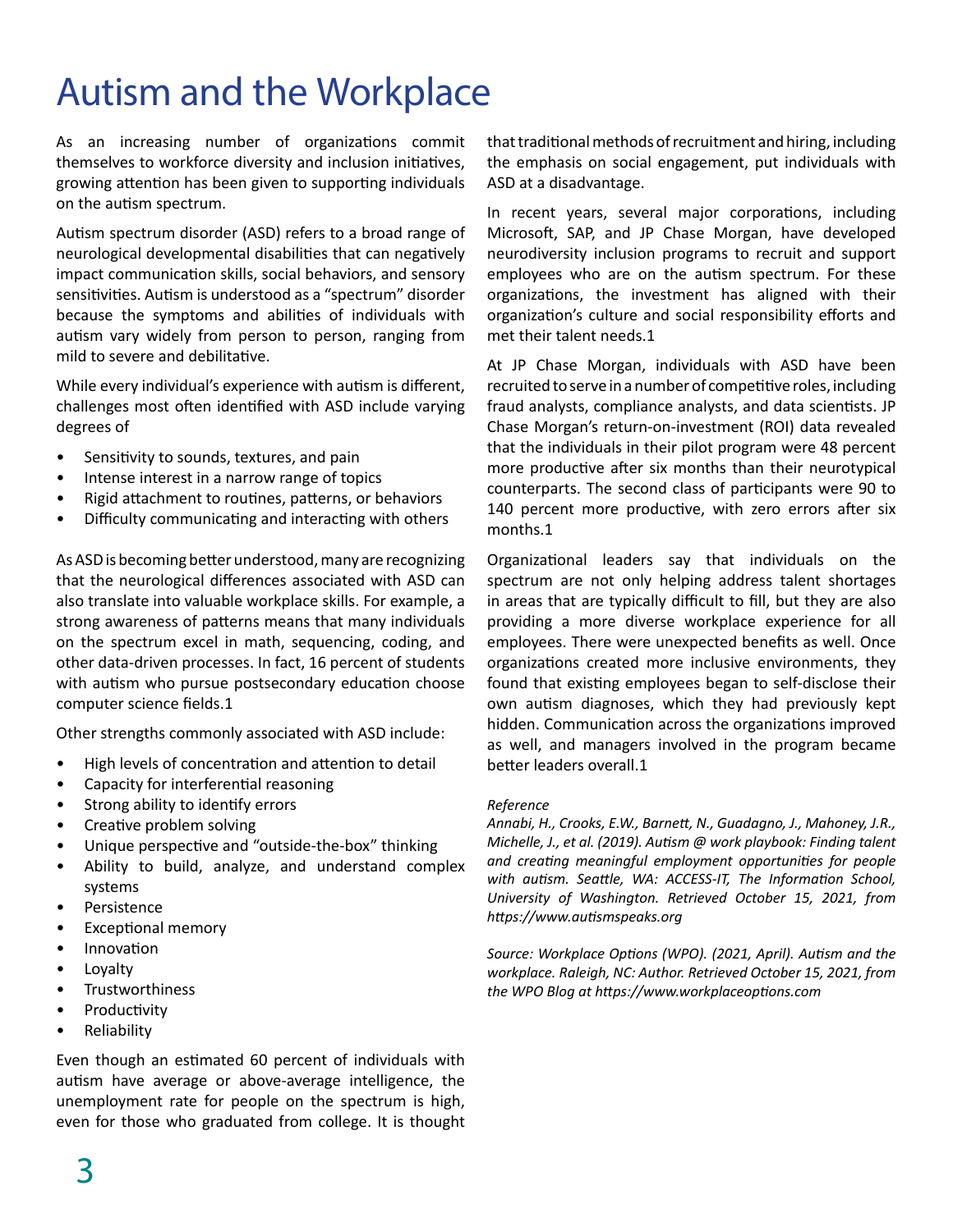# Autism and the Workplace

As an increasing number of organizations commit themselves to workforce diversity and inclusion initiatives, growing attention has been given to supporting individuals on the autism spectrum.

Autism spectrum disorder (ASD) refers to a broad range of neurological developmental disabilities that can negatively impact communication skills, social behaviors, and sensory sensitivities. Autism is understood as a "spectrum" disorder because the symptoms and abilities of individuals with autism vary widely from person to person, ranging from mild to severe and debilitative.

While every individual's experience with autism is different, challenges most often identified with ASD include varying degrees of

- Sensitivity to sounds, textures, and pain
- Intense interest in a narrow range of topics
- Rigid attachment to routines, patterns, or behaviors
- Difficulty communicating and interacting with others

As ASD is becoming better understood, many are recognizing that the neurological differences associated with ASD can also translate into valuable workplace skills. For example, a strong awareness of patterns means that many individuals on the spectrum excel in math, sequencing, coding, and other data-driven processes. In fact, 16 percent of students with autism who pursue postsecondary education choose computer science fields.1

Other strengths commonly associated with ASD include:

- High levels of concentration and attention to detail
- Capacity for interferential reasoning
- Strong ability to identify errors
- Creative problem solving
- Unique perspective and "outside-the-box" thinking
- Ability to build, analyze, and understand complex systems
- Persistence
- Exceptional memory
- Innovation
- Loyalty
- Trustworthiness
- Productivity
- Reliability

Even though an estimated 60 percent of individuals with autism have average or above-average intelligence, the unemployment rate for people on the spectrum is high, even for those who graduated from college. It is thought that traditional methods of recruitment and hiring, including the emphasis on social engagement, put individuals with ASD at a disadvantage.

In recent years, several major corporations, including Microsoft, SAP, and JP Chase Morgan, have developed neurodiversity inclusion programs to recruit and support employees who are on the autism spectrum. For these organizations, the investment has aligned with their organization's culture and social responsibility efforts and met their talent needs.1

At JP Chase Morgan, individuals with ASD have been recruited to serve in a number of competitive roles, including fraud analysts, compliance analysts, and data scientists. JP Chase Morgan's return-on-investment (ROI) data revealed that the individuals in their pilot program were 48 percent more productive after six months than their neurotypical counterparts. The second class of participants were 90 to 140 percent more productive, with zero errors after six months.1

Organizational leaders say that individuals on the spectrum are not only helping address talent shortages in areas that are typically difficult to fill, but they are also providing a more diverse workplace experience for all employees. There were unexpected benefits as well. Once organizations created more inclusive environments, they found that existing employees began to self-disclose their own autism diagnoses, which they had previously kept hidden. Communication across the organizations improved as well, and managers involved in the program became better leaders overall.1

*Reference*

*Annabi, H., Crooks, E.W., Barnett, N., Guadagno, J., Mahoney, J.R., Michelle, J., et al. (2019). Autism @ work playbook: Finding talent and creating meaningful employment opportunities for people with autism. Seattle, WA: ACCESS-IT, The Information School, University of Washington. Retrieved October 15, 2021, from https://www.autismspeaks.org*

*Source: Workplace Options (WPO). (2021, April). Autism and the workplace. Raleigh, NC: Author. Retrieved October 15, 2021, from the WPO Blog at https://www.workplaceoptions.com*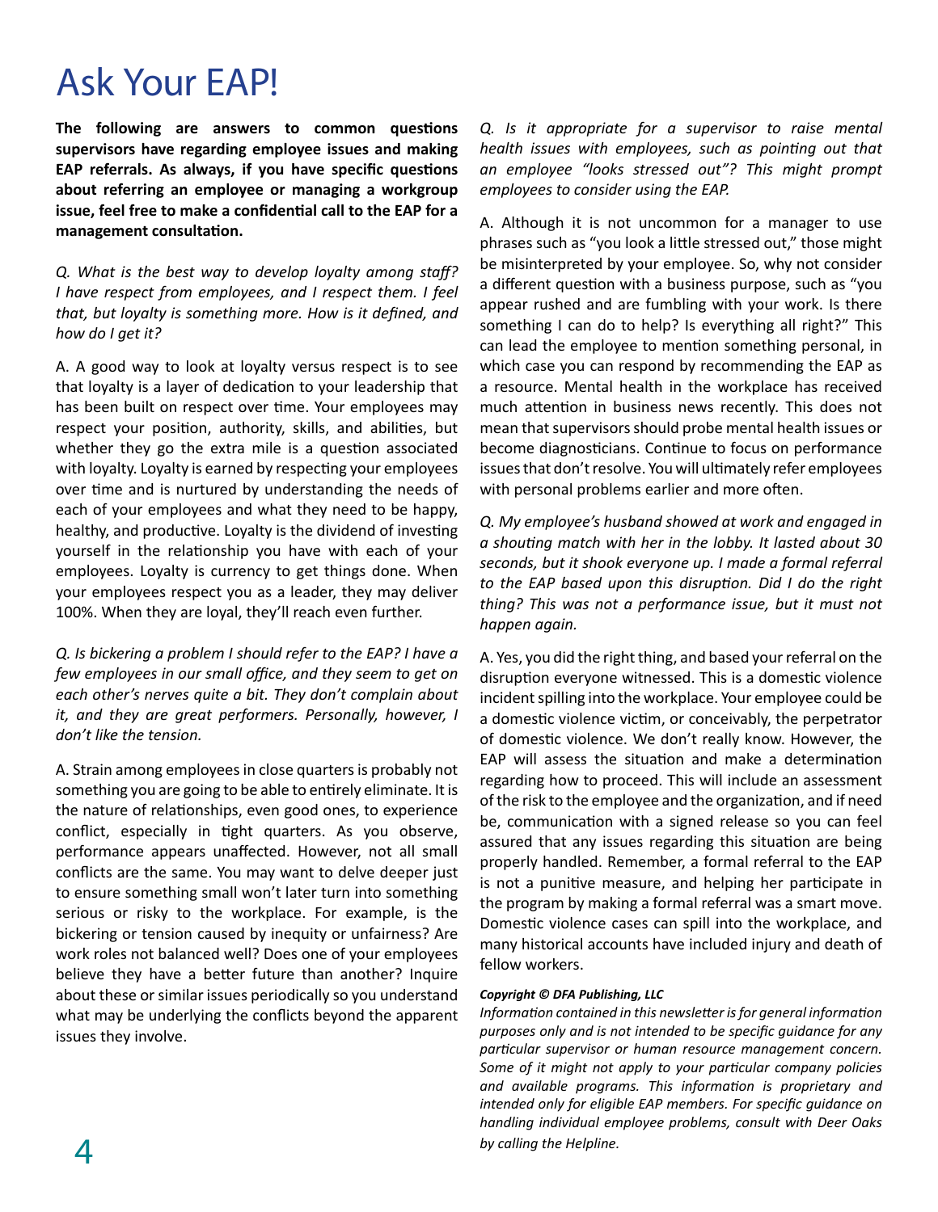# Ask Your EAP!

**The following are answers to common questions supervisors have regarding employee issues and making EAP referrals. As always, if you have specific questions about referring an employee or managing a workgroup issue, feel free to make a confidential call to the EAP for a management consultation.**

*Q. What is the best way to develop loyalty among staff? I have respect from employees, and I respect them. I feel that, but loyalty is something more. How is it defined, and how do I get it?*

A. A good way to look at loyalty versus respect is to see that loyalty is a layer of dedication to your leadership that has been built on respect over time. Your employees may respect your position, authority, skills, and abilities, but whether they go the extra mile is a question associated with loyalty. Loyalty is earned by respecting your employees over time and is nurtured by understanding the needs of each of your employees and what they need to be happy, healthy, and productive. Loyalty is the dividend of investing yourself in the relationship you have with each of your employees. Loyalty is currency to get things done. When your employees respect you as a leader, they may deliver 100%. When they are loyal, they'll reach even further.

*Q. Is bickering a problem I should refer to the EAP? I have a few employees in our small office, and they seem to get on each other's nerves quite a bit. They don't complain about it, and they are great performers. Personally, however, I don't like the tension.*

A. Strain among employees in close quarters is probably not something you are going to be able to entirely eliminate. It is the nature of relationships, even good ones, to experience conflict, especially in tight quarters. As you observe, performance appears unaffected. However, not all small conflicts are the same. You may want to delve deeper just to ensure something small won't later turn into something serious or risky to the workplace. For example, is the bickering or tension caused by inequity or unfairness? Are work roles not balanced well? Does one of your employees believe they have a better future than another? Inquire about these or similar issues periodically so you understand what may be underlying the conflicts beyond the apparent issues they involve.

*Q. Is it appropriate for a supervisor to raise mental health issues with employees, such as pointing out that an employee "looks stressed out"? This might prompt employees to consider using the EAP.*

A. Although it is not uncommon for a manager to use phrases such as "you look a little stressed out," those might be misinterpreted by your employee. So, why not consider a different question with a business purpose, such as "you appear rushed and are fumbling with your work. Is there something I can do to help? Is everything all right?" This can lead the employee to mention something personal, in which case you can respond by recommending the EAP as a resource. Mental health in the workplace has received much attention in business news recently. This does not mean that supervisors should probe mental health issues or become diagnosticians. Continue to focus on performance issues that don't resolve. You will ultimately refer employees with personal problems earlier and more often.

*Q. My employee's husband showed at work and engaged in a shouting match with her in the lobby. It lasted about 30 seconds, but it shook everyone up. I made a formal referral to the EAP based upon this disruption. Did I do the right thing? This was not a performance issue, but it must not happen again.*

A. Yes, you did the right thing, and based your referral on the disruption everyone witnessed. This is a domestic violence incident spilling into the workplace. Your employee could be a domestic violence victim, or conceivably, the perpetrator of domestic violence. We don't really know. However, the EAP will assess the situation and make a determination regarding how to proceed. This will include an assessment of the risk to the employee and the organization, and if need be, communication with a signed release so you can feel assured that any issues regarding this situation are being properly handled. Remember, a formal referral to the EAP is not a punitive measure, and helping her participate in the program by making a formal referral was a smart move. Domestic violence cases can spill into the workplace, and many historical accounts have included injury and death of fellow workers.

***Copyright © DFA Publishing, LLC***

*Information contained in this newsletter is for general information purposes only and is not intended to be specific guidance for any particular supervisor or human resource management concern. Some of it might not apply to your particular company policies and available programs. This information is proprietary and intended only for eligible EAP members. For specific guidance on handling individual employee problems, consult with Deer Oaks by calling the Helpline.*